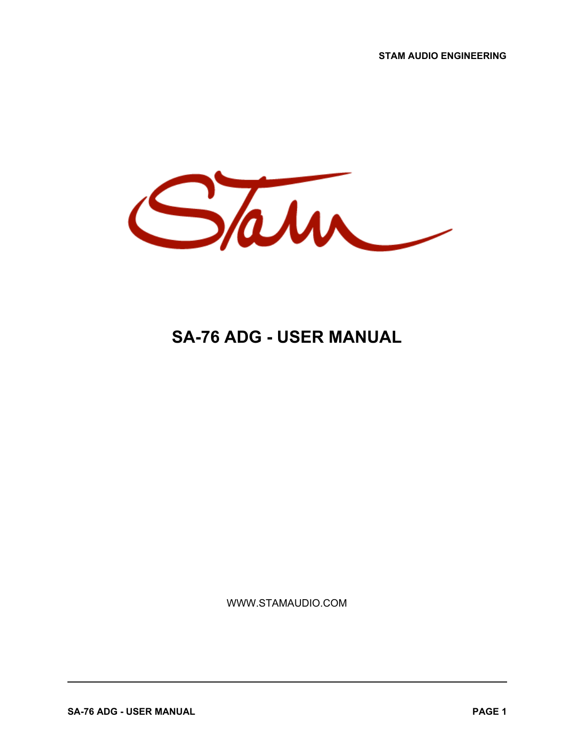STAM AUDIO ENGINEERING

# SA-76 ADG - USER MANUAL

WWW.STAMAUDIO.COM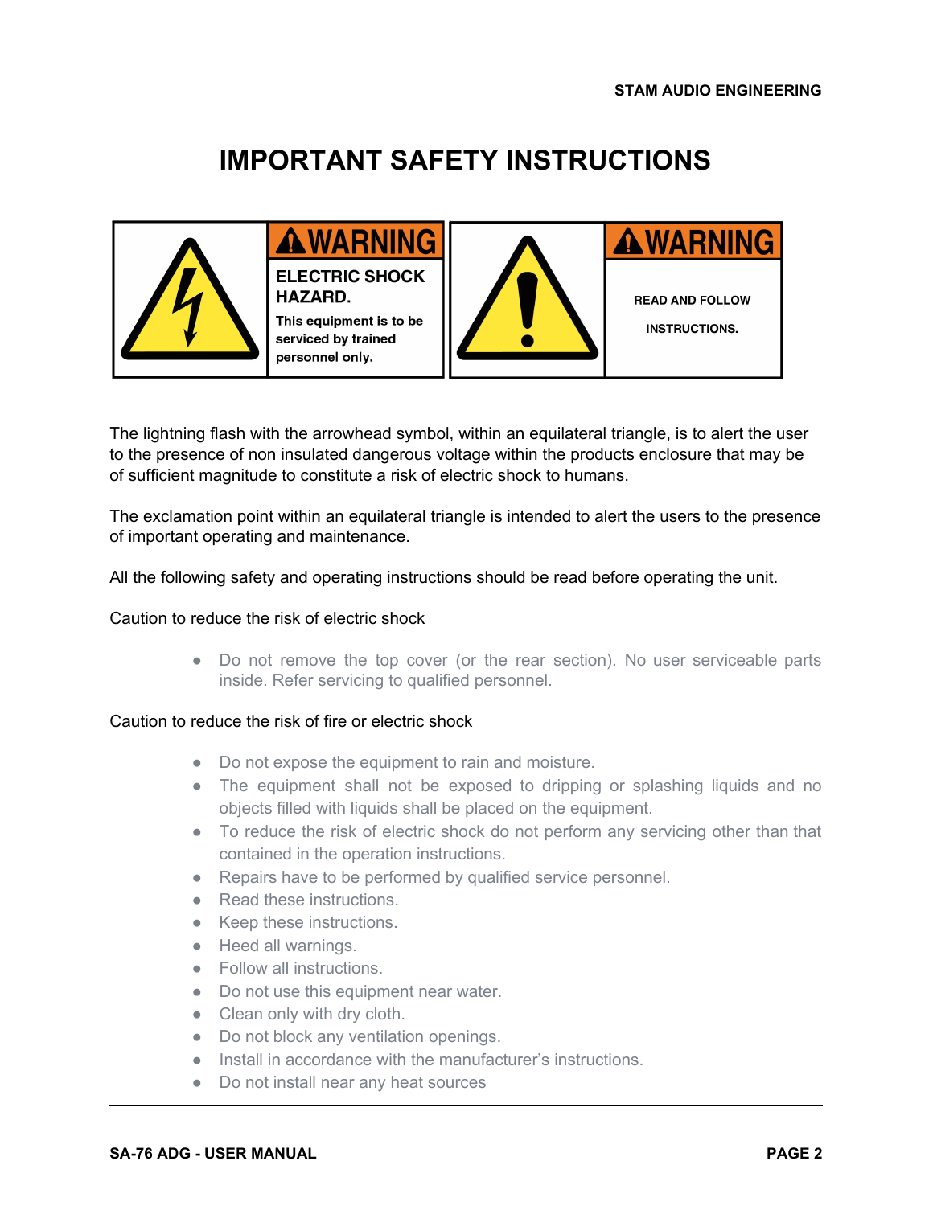# IMPORTANT SAFETY INSTRUCTIONS

| | |
|---|---|
| **WARNING** ELECTRIC SHOCK HAZARD. This equipment is to be serviced by trained personnel only. | **WARNING** READ AND FOLLOW INSTRUCTIONS. |

The lightning flash with the arrowhead symbol, within an equilateral triangle, is to alert the user to the presence of non insulated dangerous voltage within the products enclosure that may be of sufficient magnitude to constitute a risk of electric shock to humans.

The exclamation point within an equilateral triangle is intended to alert the users to the presence of important operating and maintenance.

All the following safety and operating instructions should be read before operating the unit.

Caution to reduce the risk of electric shock

- Do not remove the top cover (or the rear section). No user serviceable parts inside. Refer servicing to qualified personnel.

Caution to reduce the risk of fire or electric shock

- Do not expose the equipment to rain and moisture.
- The equipment shall not be exposed to dripping or splashing liquids and no objects filled with liquids shall be placed on the equipment.
- To reduce the risk of electric shock do not perform any servicing other than that contained in the operation instructions.
- Repairs have to be performed by qualified service personnel.
- Read these instructions.
- Keep these instructions.
- Heed all warnings.
- Follow all instructions.
- Do not use this equipment near water.
- Clean only with dry cloth.
- Do not block any ventilation openings.
- Install in accordance with the manufacturer's instructions.
- Do not install near any heat sources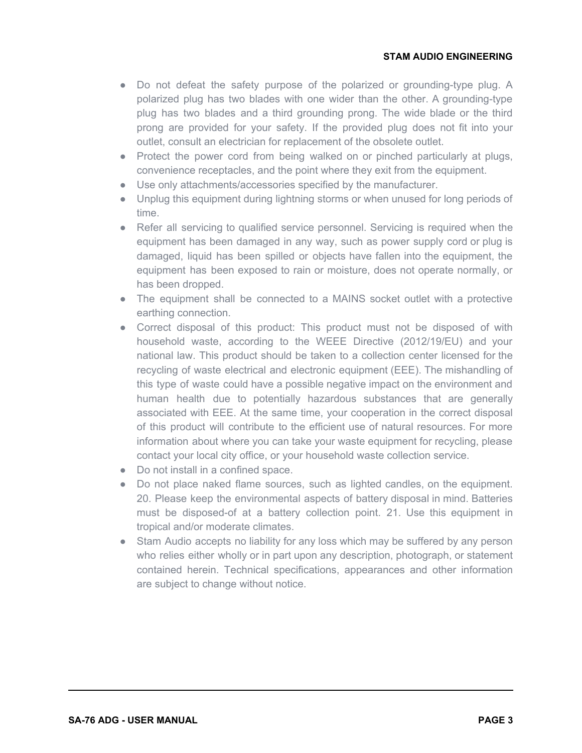- Do not defeat the safety purpose of the polarized or grounding-type plug. A polarized plug has two blades with one wider than the other. A grounding-type plug has two blades and a third grounding prong. The wide blade or the third prong are provided for your safety. If the provided plug does not fit into your outlet, consult an electrician for replacement of the obsolete outlet.
- Protect the power cord from being walked on or pinched particularly at plugs, convenience receptacles, and the point where they exit from the equipment.
- Use only attachments/accessories specified by the manufacturer.
- Unplug this equipment during lightning storms or when unused for long periods of time.
- Refer all servicing to qualified service personnel. Servicing is required when the equipment has been damaged in any way, such as power supply cord or plug is damaged, liquid has been spilled or objects have fallen into the equipment, the equipment has been exposed to rain or moisture, does not operate normally, or has been dropped.
- The equipment shall be connected to a MAINS socket outlet with a protective earthing connection.
- Correct disposal of this product: This product must not be disposed of with household waste, according to the WEEE Directive (2012/19/EU) and your national law. This product should be taken to a collection center licensed for the recycling of waste electrical and electronic equipment (EEE). The mishandling of this type of waste could have a possible negative impact on the environment and human health due to potentially hazardous substances that are generally associated with EEE. At the same time, your cooperation in the correct disposal of this product will contribute to the efficient use of natural resources. For more information about where you can take your waste equipment for recycling, please contact your local city office, or your household waste collection service.
- Do not install in a confined space.
- Do not place naked flame sources, such as lighted candles, on the equipment. 20. Please keep the environmental aspects of battery disposal in mind. Batteries must be disposed-of at a battery collection point. 21. Use this equipment in tropical and/or moderate climates.
- Stam Audio accepts no liability for any loss which may be suffered by any person who relies either wholly or in part upon any description, photograph, or statement contained herein. Technical specifications, appearances and other information are subject to change without notice.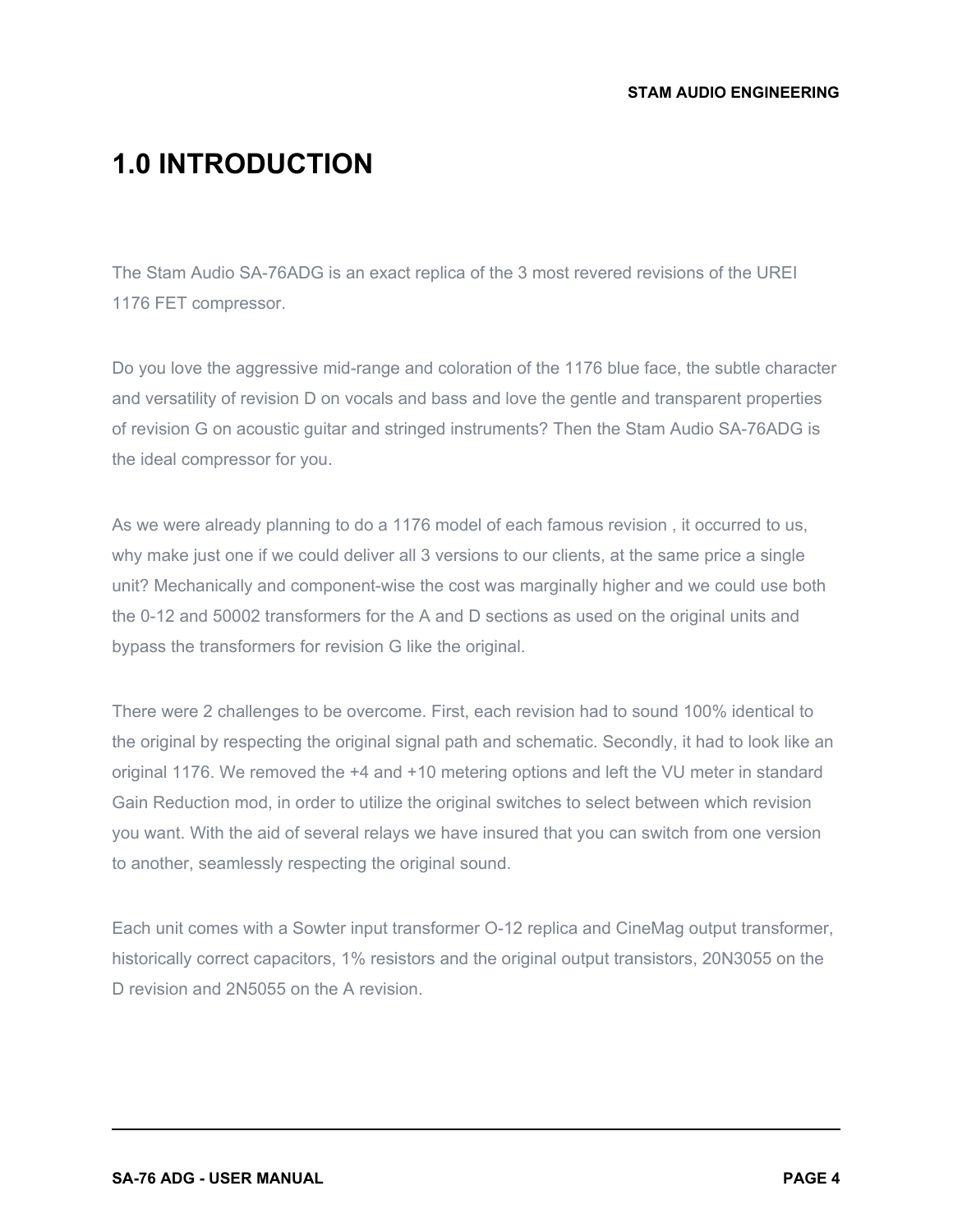# 1.0 INTRODUCTION

The Stam Audio SA-76ADG is an exact replica of the 3 most revered revisions of the UREI 1176 FET compressor.

Do you love the aggressive mid-range and coloration of the 1176 blue face, the subtle character and versatility of revision D on vocals and bass and love the gentle and transparent properties of revision G on acoustic guitar and stringed instruments? Then the Stam Audio SA-76ADG is the ideal compressor for you.

As we were already planning to do a 1176 model of each famous revision , it occurred to us, why make just one if we could deliver all 3 versions to our clients, at the same price a single unit? Mechanically and component-wise the cost was marginally higher and we could use both the 0-12 and 50002 transformers for the A and D sections as used on the original units and bypass the transformers for revision G like the original.

There were 2 challenges to be overcome. First, each revision had to sound 100% identical to the original by respecting the original signal path and schematic. Secondly, it had to look like an original 1176. We removed the +4 and +10 metering options and left the VU meter in standard Gain Reduction mod, in order to utilize the original switches to select between which revision you want. With the aid of several relays we have insured that you can switch from one version to another, seamlessly respecting the original sound.

Each unit comes with a Sowter input transformer O-12 replica and CineMag output transformer, historically correct capacitors, 1% resistors and the original output transistors, 20N3055 on the D revision and 2N5055 on the A revision.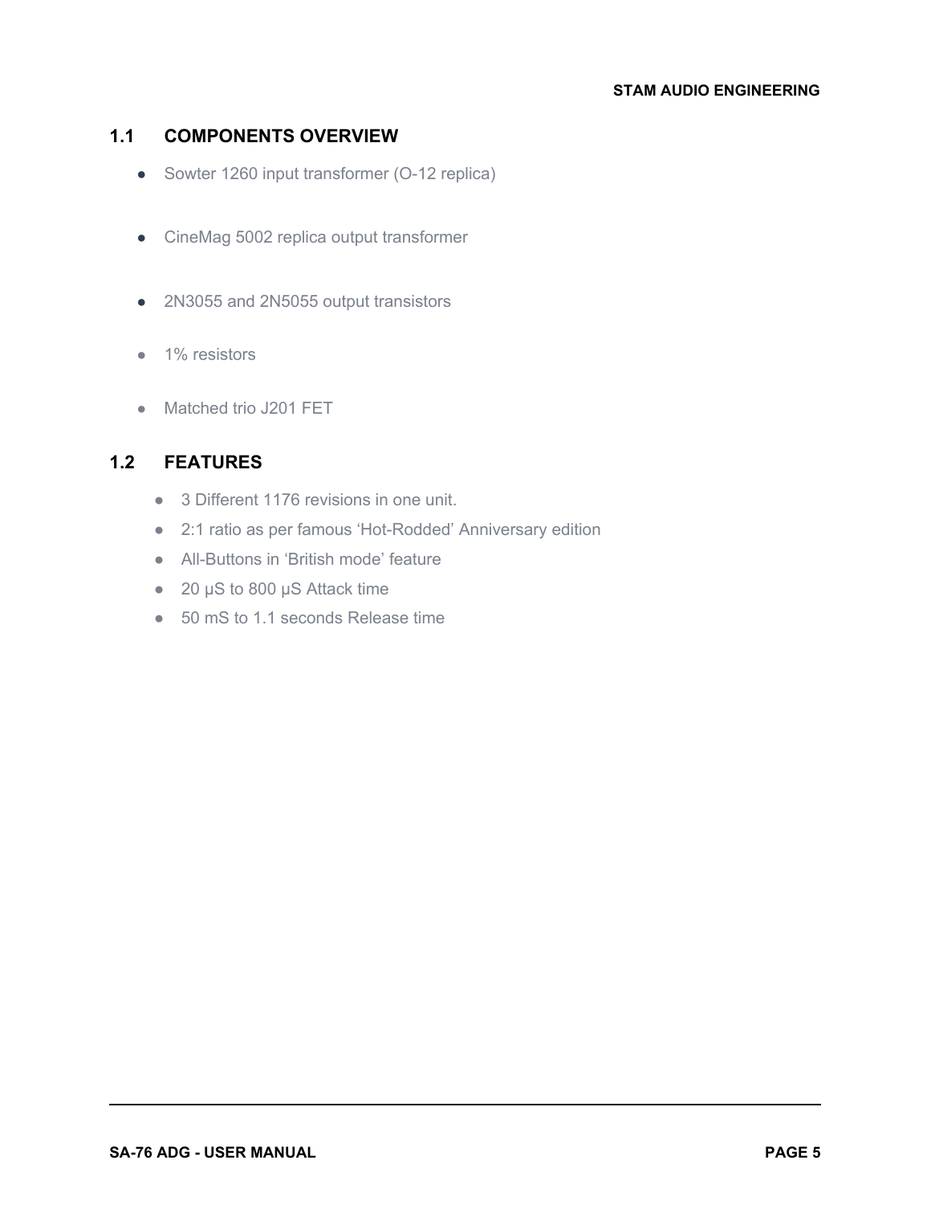## 1.1 COMPONENTS OVERVIEW

- Sowter 1260 input transformer (O-12 replica)
- CineMag 5002 replica output transformer
- 2N3055 and 2N5055 output transistors
- 1% resistors
- Matched trio J201 FET

## 1.2 FEATURES

- 3 Different 1176 revisions in one unit.
- 2:1 ratio as per famous 'Hot-Rodded' Anniversary edition
- All-Buttons in 'British mode' feature
- 20 μS to 800 μS Attack time
- 50 mS to 1.1 seconds Release time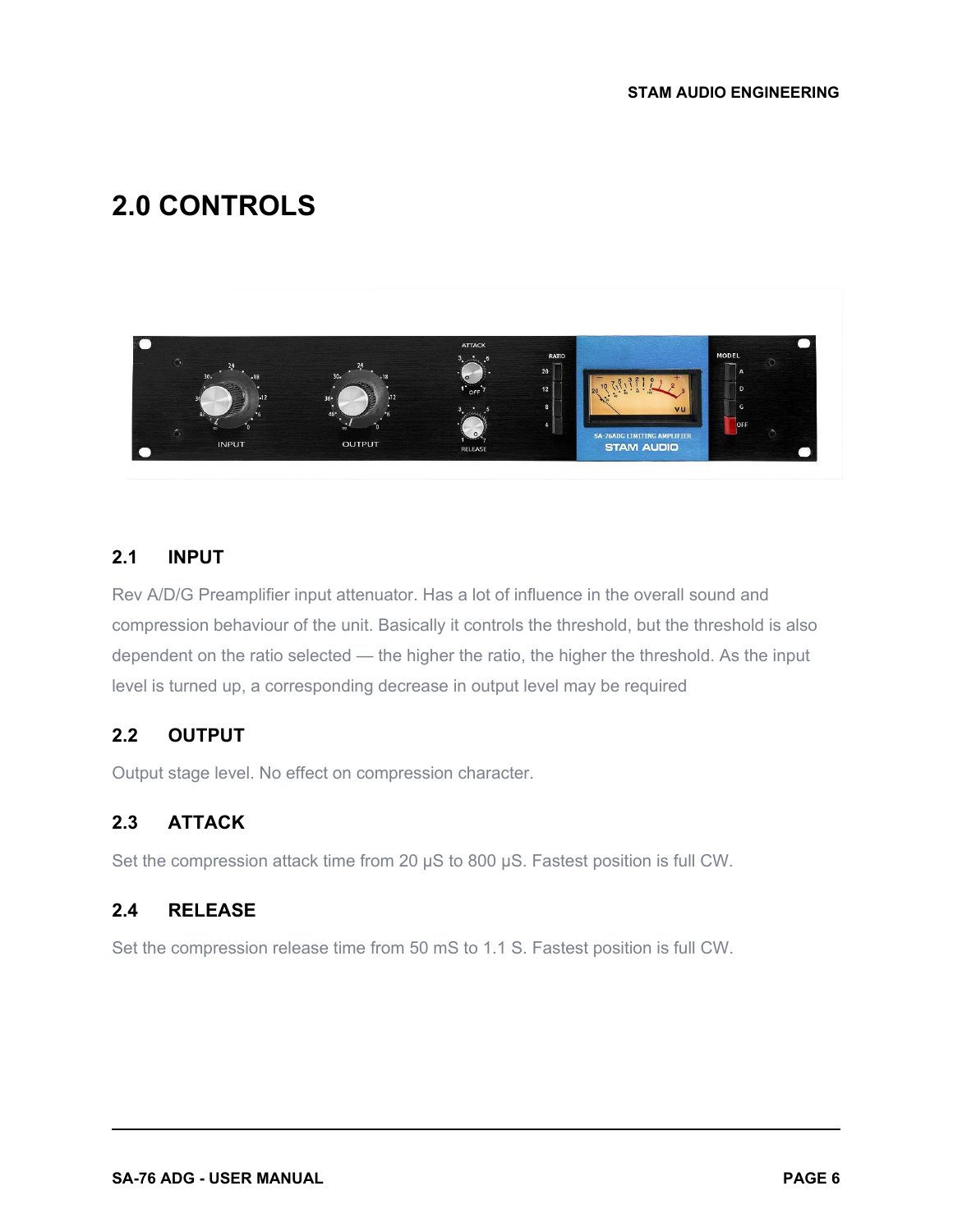# 2.0 CONTROLS

## 2.1 INPUT

Rev A/D/G Preamplifier input attenuator. Has a lot of influence in the overall sound and compression behaviour of the unit. Basically it controls the threshold, but the threshold is also dependent on the ratio selected — the higher the ratio, the higher the threshold. As the input level is turned up, a corresponding decrease in output level may be required

## 2.2 OUTPUT

Output stage level. No effect on compression character.

## 2.3 ATTACK

Set the compression attack time from 20 µS to 800 µS. Fastest position is full CW.

## 2.4 RELEASE

Set the compression release time from 50 mS to 1.1 S. Fastest position is full CW.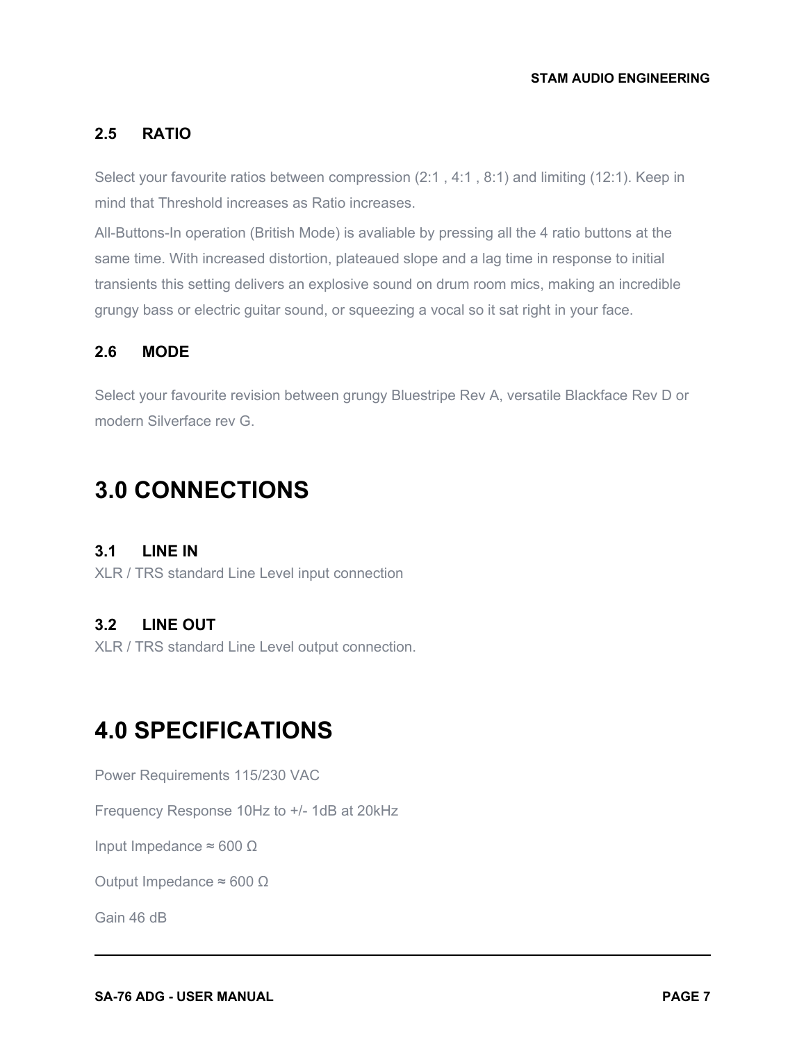### 2.5 RATIO

Select your favourite ratios between compression (2:1 , 4:1 , 8:1) and limiting (12:1). Keep in mind that Threshold increases as Ratio increases.

All-Buttons-In operation (British Mode) is avaliable by pressing all the 4 ratio buttons at the same time. With increased distortion, plateaued slope and a lag time in response to initial transients this setting delivers an explosive sound on drum room mics, making an incredible grungy bass or electric guitar sound, or squeezing a vocal so it sat right in your face.

### 2.6 MODE

Select your favourite revision between grungy Bluestripe Rev A, versatile Blackface Rev D or modern Silverface rev G.

## 3.0 CONNECTIONS

### 3.1 LINE IN

XLR / TRS standard Line Level input connection

### 3.2 LINE OUT

XLR / TRS standard Line Level output connection.

## 4.0 SPECIFICATIONS

Power Requirements 115/230 VAC

Frequency Response 10Hz to +/- 1dB at 20kHz

Input Impedance ≈ 600 Ω

Output Impedance ≈ 600 Ω

Gain 46 dB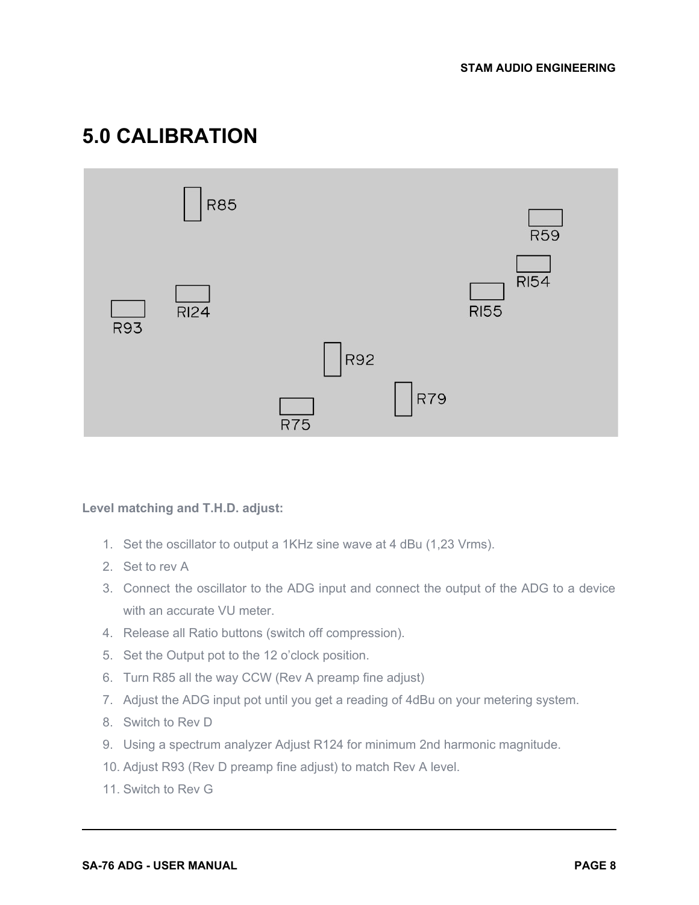# 5.0 CALIBRATION

R85

R59

R154

R124

R155

R93

R92

R79

R75

**Level matching and T.H.D. adjust:**

1. Set the oscillator to output a 1KHz sine wave at 4 dBu (1,23 Vrms).
2. Set to rev A
3. Connect the oscillator to the ADG input and connect the output of the ADG to a device with an accurate VU meter.
4. Release all Ratio buttons (switch off compression).
5. Set the Output pot to the 12 o'clock position.
6. Turn R85 all the way CCW (Rev A preamp fine adjust)
7. Adjust the ADG input pot until you get a reading of 4dBu on your metering system.
8. Switch to Rev D
9. Using a spectrum analyzer Adjust R124 for minimum 2nd harmonic magnitude.
10. Adjust R93 (Rev D preamp fine adjust) to match Rev A level.
11. Switch to Rev G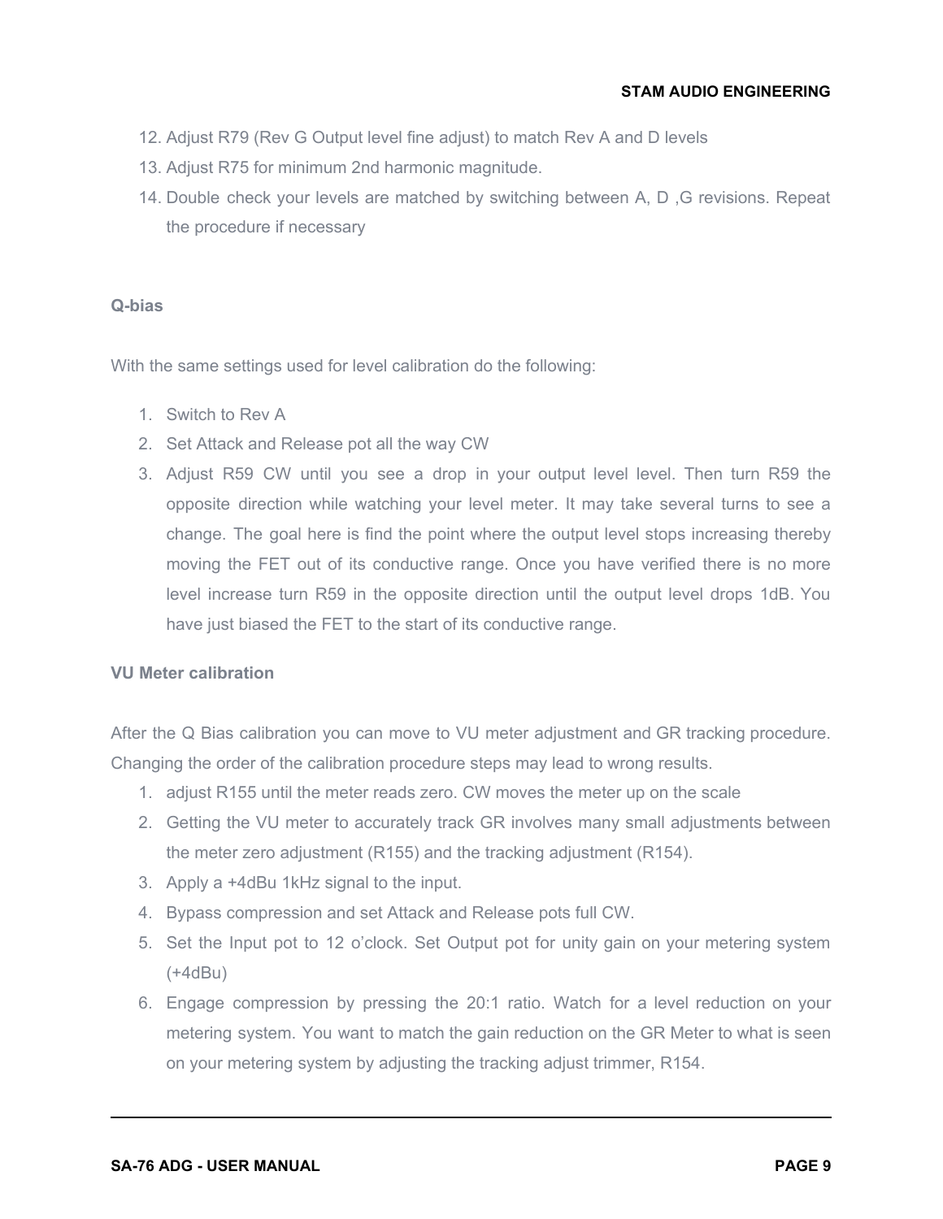12. Adjust R79 (Rev G Output level fine adjust) to match Rev A and D levels
13. Adjust R75 for minimum 2nd harmonic magnitude.
14. Double check your levels are matched by switching between A, D ,G revisions. Repeat the procedure if necessary

**Q-bias**

With the same settings used for level calibration do the following:

1. Switch to Rev A
2. Set Attack and Release pot all the way CW
3. Adjust R59 CW until you see a drop in your output level level. Then turn R59 the opposite direction while watching your level meter. It may take several turns to see a change. The goal here is find the point where the output level stops increasing thereby moving the FET out of its conductive range. Once you have verified there is no more level increase turn R59 in the opposite direction until the output level drops 1dB. You have just biased the FET to the start of its conductive range.

**VU Meter calibration**

After the Q Bias calibration you can move to VU meter adjustment and GR tracking procedure. Changing the order of the calibration procedure steps may lead to wrong results.

1. adjust R155 until the meter reads zero. CW moves the meter up on the scale
2. Getting the VU meter to accurately track GR involves many small adjustments between the meter zero adjustment (R155) and the tracking adjustment (R154).
3. Apply a +4dBu 1kHz signal to the input.
4. Bypass compression and set Attack and Release pots full CW.
5. Set the Input pot to 12 o'clock. Set Output pot for unity gain on your metering system (+4dBu)
6. Engage compression by pressing the 20:1 ratio. Watch for a level reduction on your metering system. You want to match the gain reduction on the GR Meter to what is seen on your metering system by adjusting the tracking adjust trimmer, R154.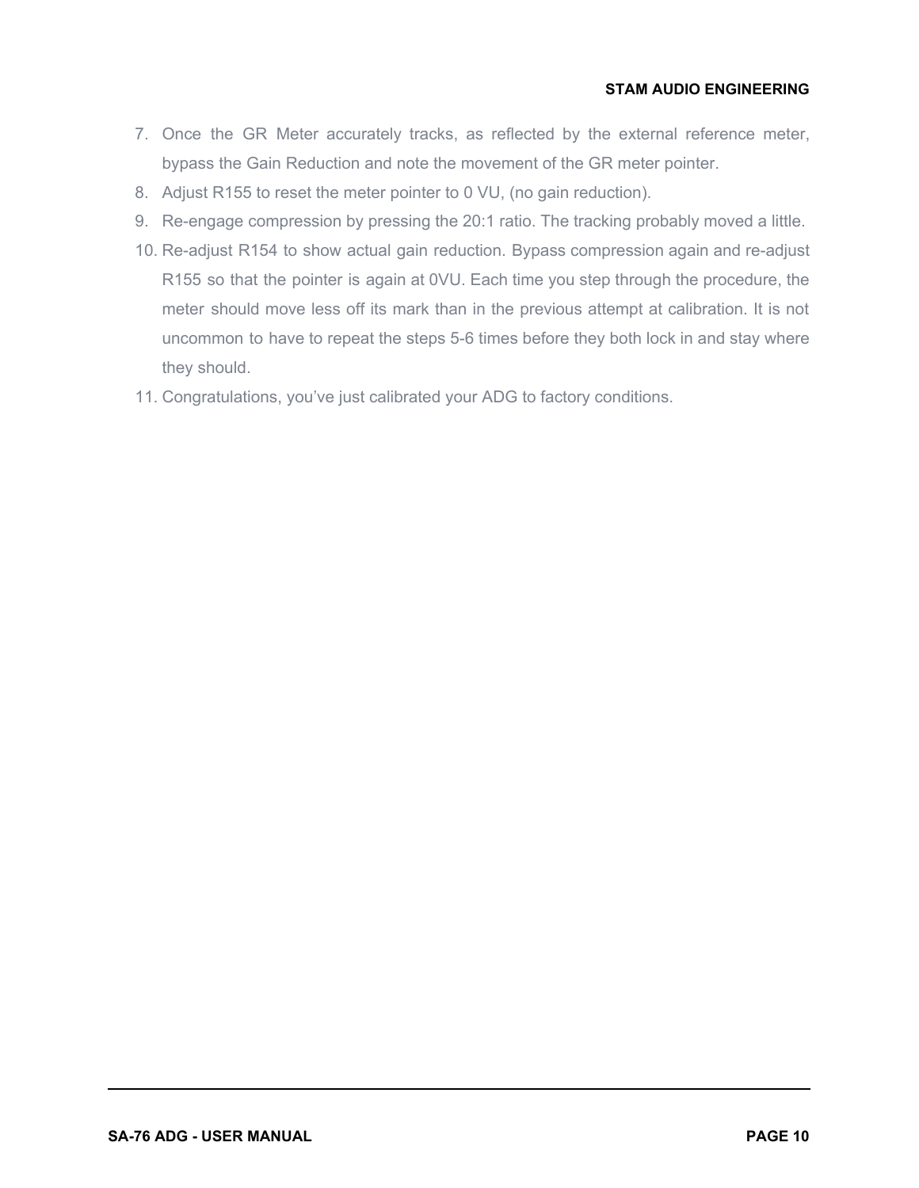7. Once the GR Meter accurately tracks, as reflected by the external reference meter, bypass the Gain Reduction and note the movement of the GR meter pointer.
8. Adjust R155 to reset the meter pointer to 0 VU, (no gain reduction).
9. Re-engage compression by pressing the 20:1 ratio. The tracking probably moved a little.
10. Re-adjust R154 to show actual gain reduction. Bypass compression again and re-adjust R155 so that the pointer is again at 0VU. Each time you step through the procedure, the meter should move less off its mark than in the previous attempt at calibration. It is not uncommon to have to repeat the steps 5-6 times before they both lock in and stay where they should.
11. Congratulations, you've just calibrated your ADG to factory conditions.